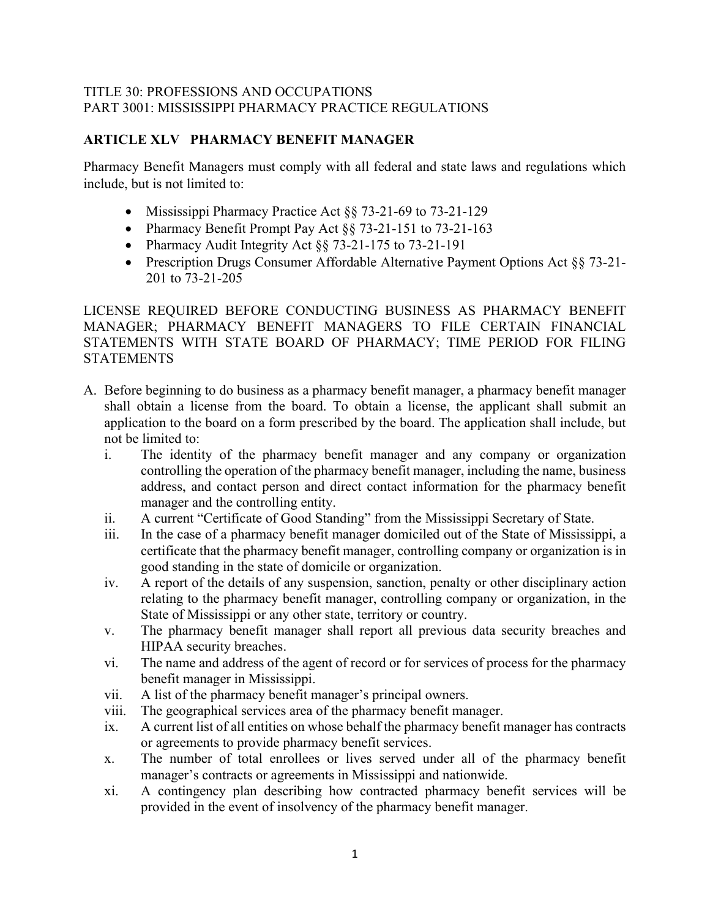TITLE 30: PROFESSIONS AND OCCUPATIONS
PART 3001: MISSISSIPPI PHARMACY PRACTICE REGULATIONS

## ARTICLE XLV PHARMACY BENEFIT MANAGER

Pharmacy Benefit Managers must comply with all federal and state laws and regulations which include, but is not limited to:

- Mississippi Pharmacy Practice Act §§ 73-21-69 to 73-21-129
- Pharmacy Benefit Prompt Pay Act §§ 73-21-151 to 73-21-163
- Pharmacy Audit Integrity Act §§ 73-21-175 to 73-21-191
- Prescription Drugs Consumer Affordable Alternative Payment Options Act §§ 73-21-201 to 73-21-205

LICENSE REQUIRED BEFORE CONDUCTING BUSINESS AS PHARMACY BENEFIT MANAGER; PHARMACY BENEFIT MANAGERS TO FILE CERTAIN FINANCIAL STATEMENTS WITH STATE BOARD OF PHARMACY; TIME PERIOD FOR FILING STATEMENTS

A. Before beginning to do business as a pharmacy benefit manager, a pharmacy benefit manager shall obtain a license from the board. To obtain a license, the applicant shall submit an application to the board on a form prescribed by the board. The application shall include, but not be limited to:
   i. The identity of the pharmacy benefit manager and any company or organization controlling the operation of the pharmacy benefit manager, including the name, business address, and contact person and direct contact information for the pharmacy benefit manager and the controlling entity.
   ii. A current "Certificate of Good Standing" from the Mississippi Secretary of State.
   iii. In the case of a pharmacy benefit manager domiciled out of the State of Mississippi, a certificate that the pharmacy benefit manager, controlling company or organization is in good standing in the state of domicile or organization.
   iv. A report of the details of any suspension, sanction, penalty or other disciplinary action relating to the pharmacy benefit manager, controlling company or organization, in the State of Mississippi or any other state, territory or country.
   v. The pharmacy benefit manager shall report all previous data security breaches and HIPAA security breaches.
   vi. The name and address of the agent of record or for services of process for the pharmacy benefit manager in Mississippi.
   vii. A list of the pharmacy benefit manager's principal owners.
   viii. The geographical services area of the pharmacy benefit manager.
   ix. A current list of all entities on whose behalf the pharmacy benefit manager has contracts or agreements to provide pharmacy benefit services.
   x. The number of total enrollees or lives served under all of the pharmacy benefit manager's contracts or agreements in Mississippi and nationwide.
   xi. A contingency plan describing how contracted pharmacy benefit services will be provided in the event of insolvency of the pharmacy benefit manager.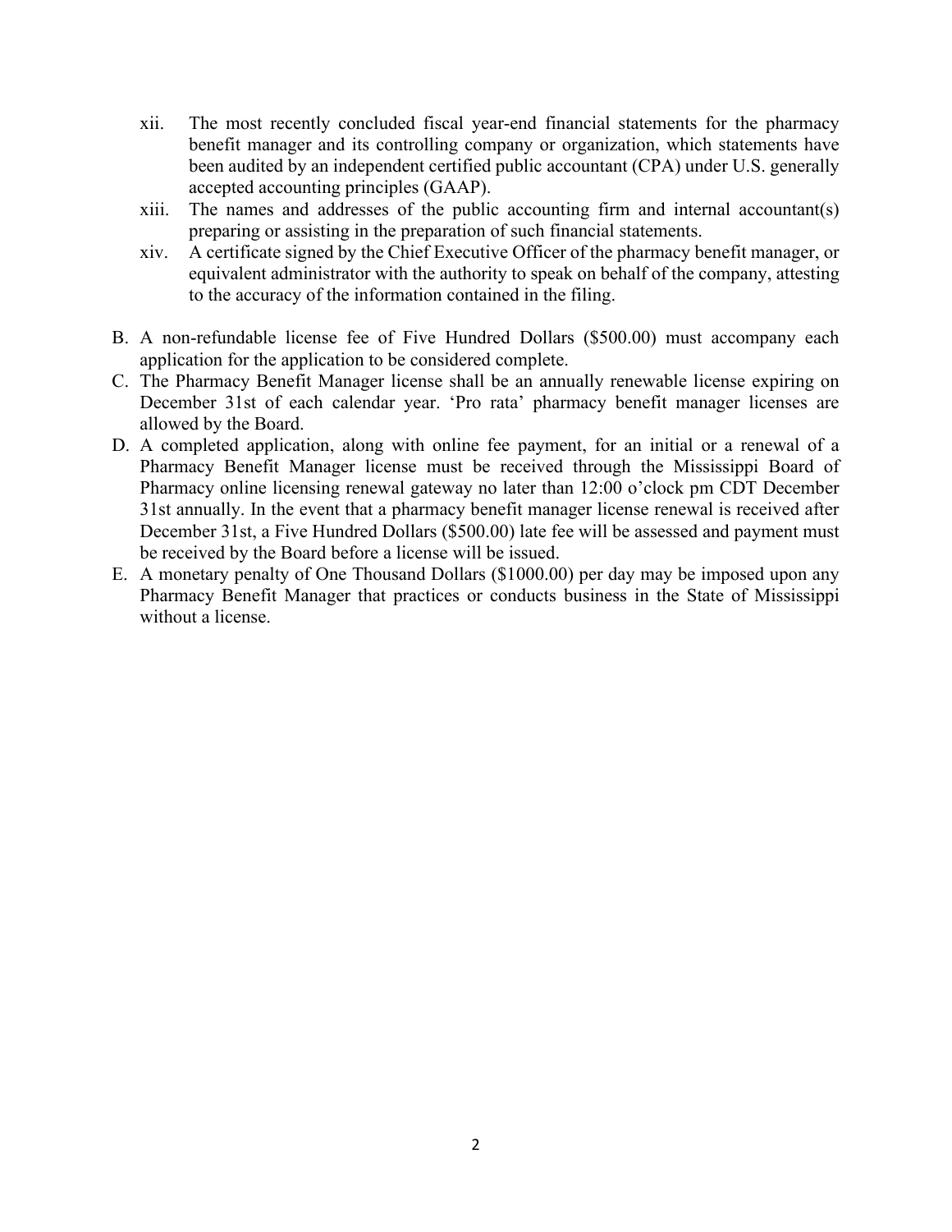xii. The most recently concluded fiscal year-end financial statements for the pharmacy benefit manager and its controlling company or organization, which statements have been audited by an independent certified public accountant (CPA) under U.S. generally accepted accounting principles (GAAP).

xiii. The names and addresses of the public accounting firm and internal accountant(s) preparing or assisting in the preparation of such financial statements.

xiv. A certificate signed by the Chief Executive Officer of the pharmacy benefit manager, or equivalent administrator with the authority to speak on behalf of the company, attesting to the accuracy of the information contained in the filing.

B. A non-refundable license fee of Five Hundred Dollars ($500.00) must accompany each application for the application to be considered complete.

C. The Pharmacy Benefit Manager license shall be an annually renewable license expiring on December 31st of each calendar year. 'Pro rata' pharmacy benefit manager licenses are allowed by the Board.

D. A completed application, along with online fee payment, for an initial or a renewal of a Pharmacy Benefit Manager license must be received through the Mississippi Board of Pharmacy online licensing renewal gateway no later than 12:00 o'clock pm CDT December 31st annually. In the event that a pharmacy benefit manager license renewal is received after December 31st, a Five Hundred Dollars ($500.00) late fee will be assessed and payment must be received by the Board before a license will be issued.

E. A monetary penalty of One Thousand Dollars ($1000.00) per day may be imposed upon any Pharmacy Benefit Manager that practices or conducts business in the State of Mississippi without a license.